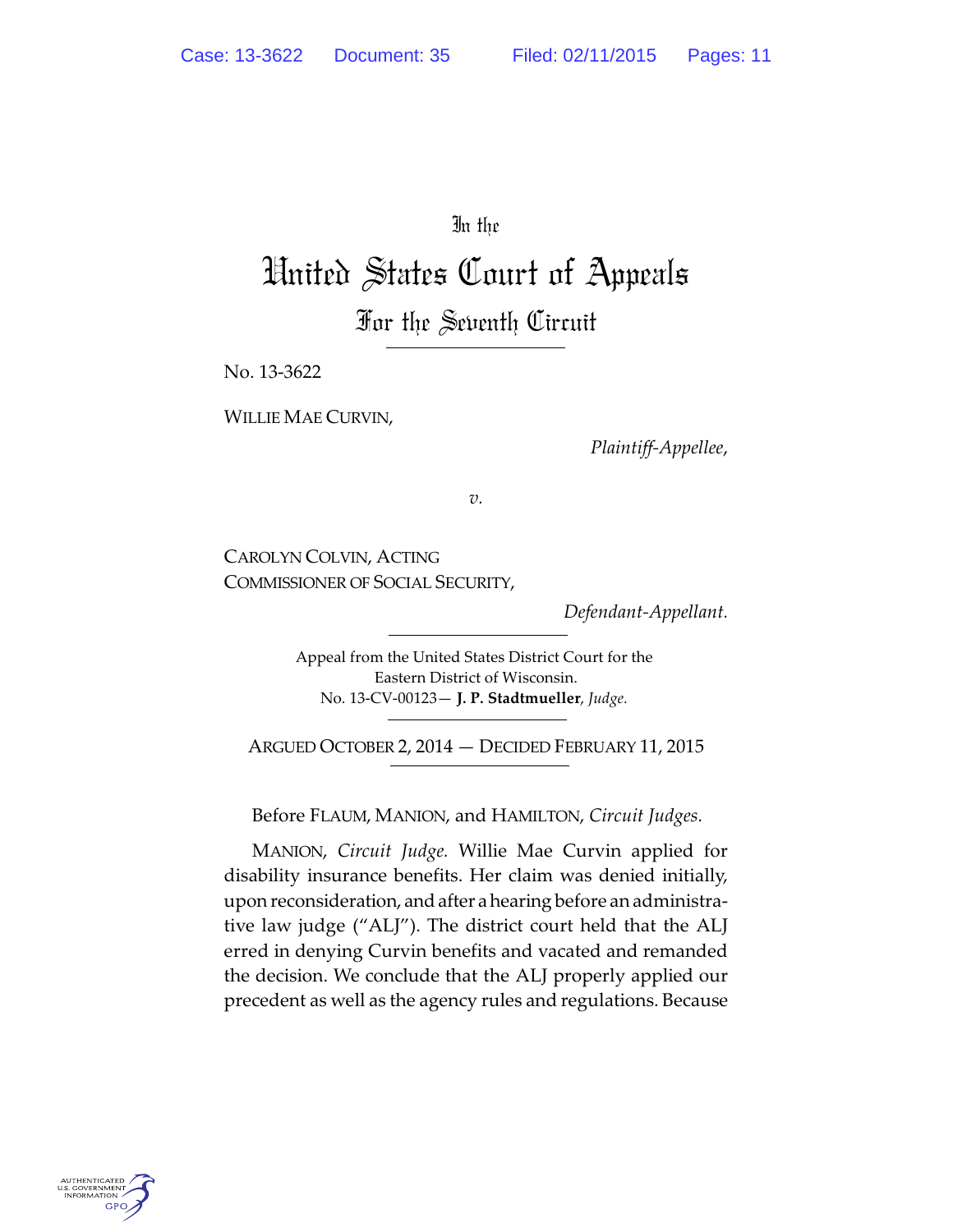In the

# United States Court of Appeals

## For the Seventh Circuit

No. 13-3622

WILLIE MAE CURVIN,

*Plaintiff-Appellee*,

*v.*

CAROLYN COLVIN, ACTING COMMISSIONER OF SOCIAL SECURITY,

*Defendant-Appellant.*

Appeal from the United States District Court for the Eastern District of Wisconsin.
No. 13-CV-00123— **J. P. Stadtmueller**, *Judge.*

ARGUED OCTOBER 2, 2014 — DECIDED FEBRUARY 11, 2015

Before FLAUM, MANION, and HAMILTON, *Circuit Judges.*

MANION, *Circuit Judge.* Willie Mae Curvin applied for disability insurance benefits. Her claim was denied initially, upon reconsideration, and after a hearing before an administrative law judge ("ALJ"). The district court held that the ALJ erred in denying Curvin benefits and vacated and remanded the decision. We conclude that the ALJ properly applied our precedent as well as the agency rules and regulations. Because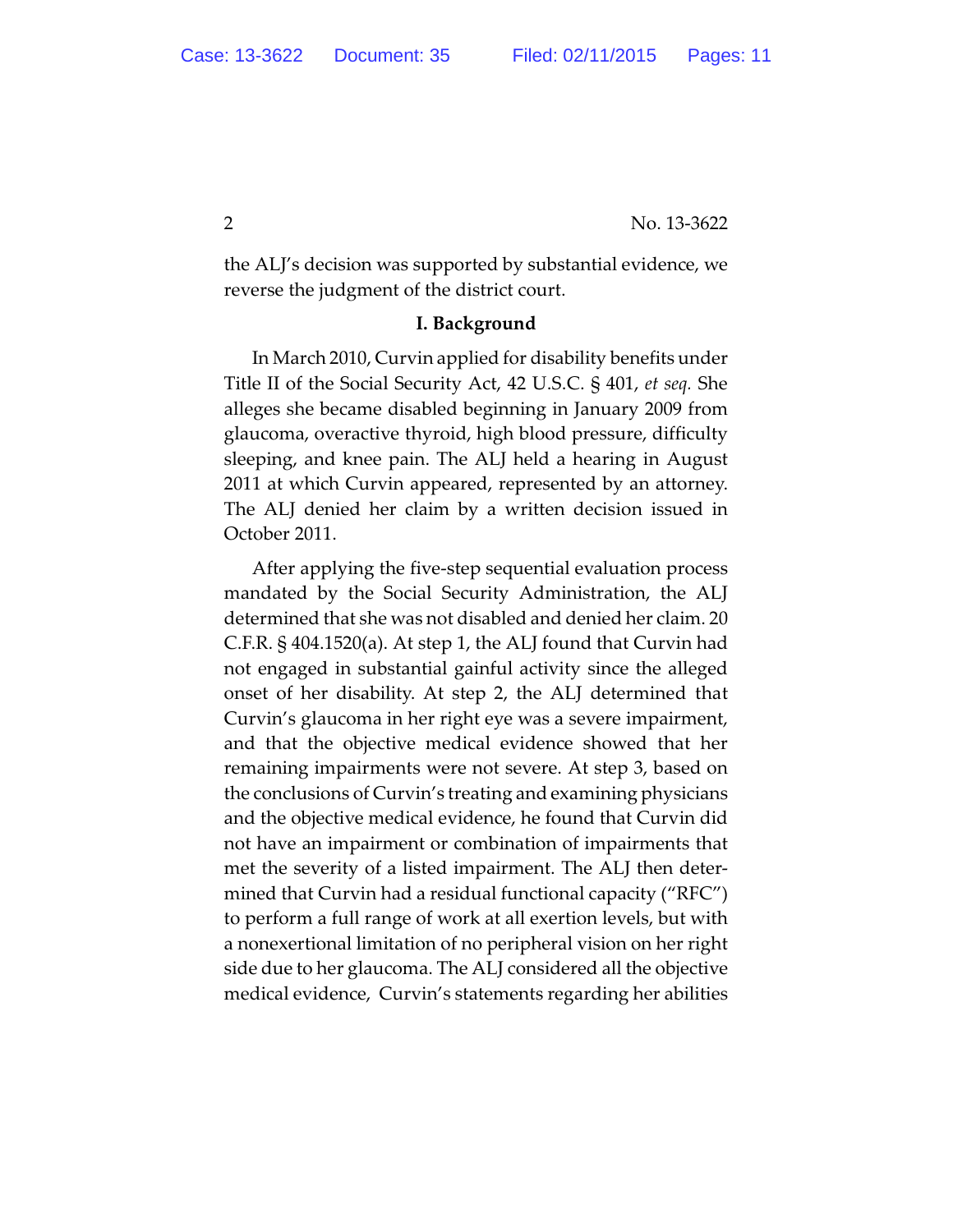the ALJ's decision was supported by substantial evidence, we reverse the judgment of the district court.

### I. Background

In March 2010, Curvin applied for disability benefits under Title II of the Social Security Act, 42 U.S.C. § 401, *et seq.* She alleges she became disabled beginning in January 2009 from glaucoma, overactive thyroid, high blood pressure, difficulty sleeping, and knee pain. The ALJ held a hearing in August 2011 at which Curvin appeared, represented by an attorney. The ALJ denied her claim by a written decision issued in October 2011.

After applying the five-step sequential evaluation process mandated by the Social Security Administration, the ALJ determined that she was not disabled and denied her claim. 20 C.F.R. § 404.1520(a). At step 1, the ALJ found that Curvin had not engaged in substantial gainful activity since the alleged onset of her disability. At step 2, the ALJ determined that Curvin's glaucoma in her right eye was a severe impairment, and that the objective medical evidence showed that her remaining impairments were not severe. At step 3, based on the conclusions of Curvin's treating and examining physicians and the objective medical evidence, he found that Curvin did not have an impairment or combination of impairments that met the severity of a listed impairment. The ALJ then determined that Curvin had a residual functional capacity ("RFC") to perform a full range of work at all exertion levels, but with a nonexertional limitation of no peripheral vision on her right side due to her glaucoma. The ALJ considered all the objective medical evidence, Curvin's statements regarding her abilities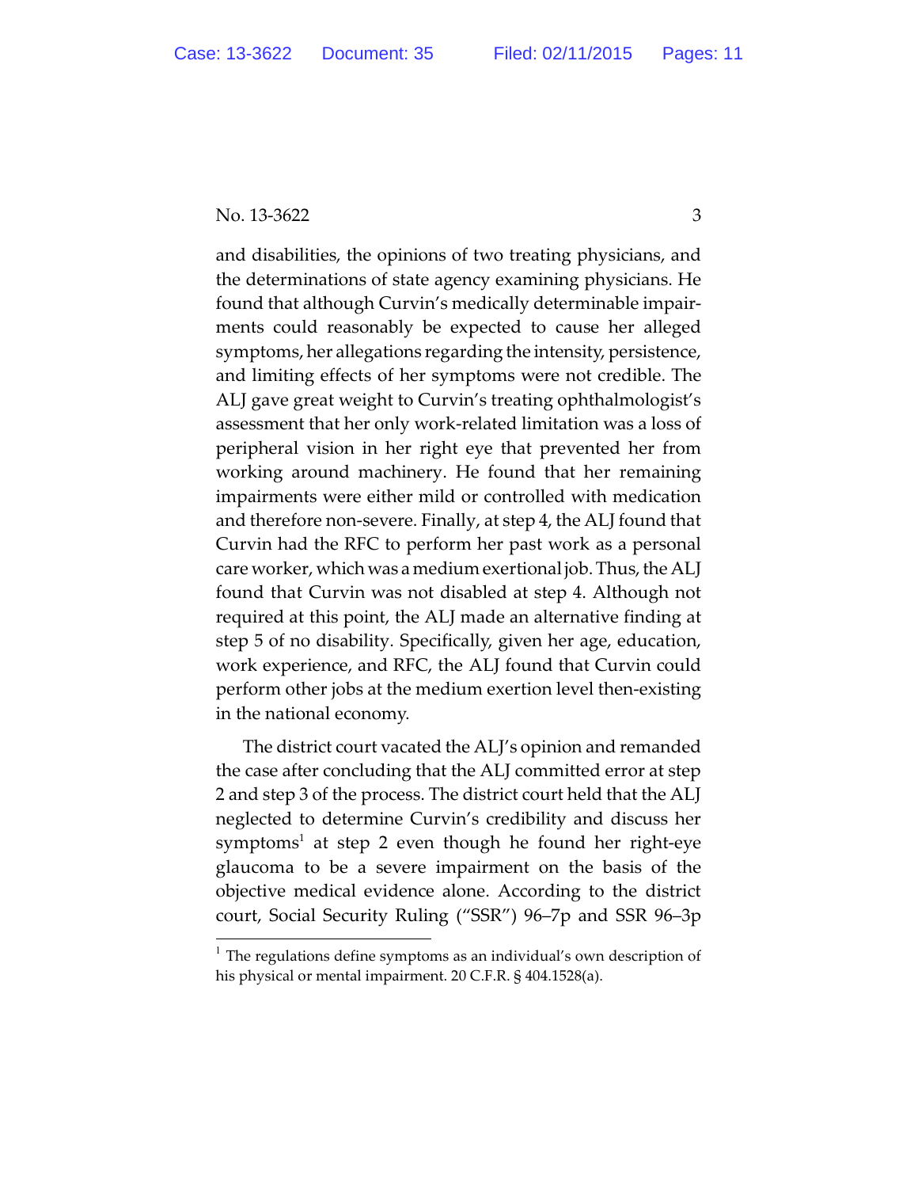and disabilities, the opinions of two treating physicians, and the determinations of state agency examining physicians. He found that although Curvin's medically determinable impairments could reasonably be expected to cause her alleged symptoms, her allegations regarding the intensity, persistence, and limiting effects of her symptoms were not credible. The ALJ gave great weight to Curvin's treating ophthalmologist's assessment that her only work-related limitation was a loss of peripheral vision in her right eye that prevented her from working around machinery. He found that her remaining impairments were either mild or controlled with medication and therefore non-severe. Finally, at step 4, the ALJ found that Curvin had the RFC to perform her past work as a personal care worker, which was a medium exertional job. Thus, the ALJ found that Curvin was not disabled at step 4. Although not required at this point, the ALJ made an alternative finding at step 5 of no disability. Specifically, given her age, education, work experience, and RFC, the ALJ found that Curvin could perform other jobs at the medium exertion level then-existing in the national economy.

The district court vacated the ALJ's opinion and remanded the case after concluding that the ALJ committed error at step 2 and step 3 of the process. The district court held that the ALJ neglected to determine Curvin's credibility and discuss her symptoms[1] at step 2 even though he found her right-eye glaucoma to be a severe impairment on the basis of the objective medical evidence alone. According to the district court, Social Security Ruling ("SSR") 96–7p and SSR 96–3p

[1] The regulations define symptoms as an individual's own description of his physical or mental impairment. 20 C.F.R. § 404.1528(a).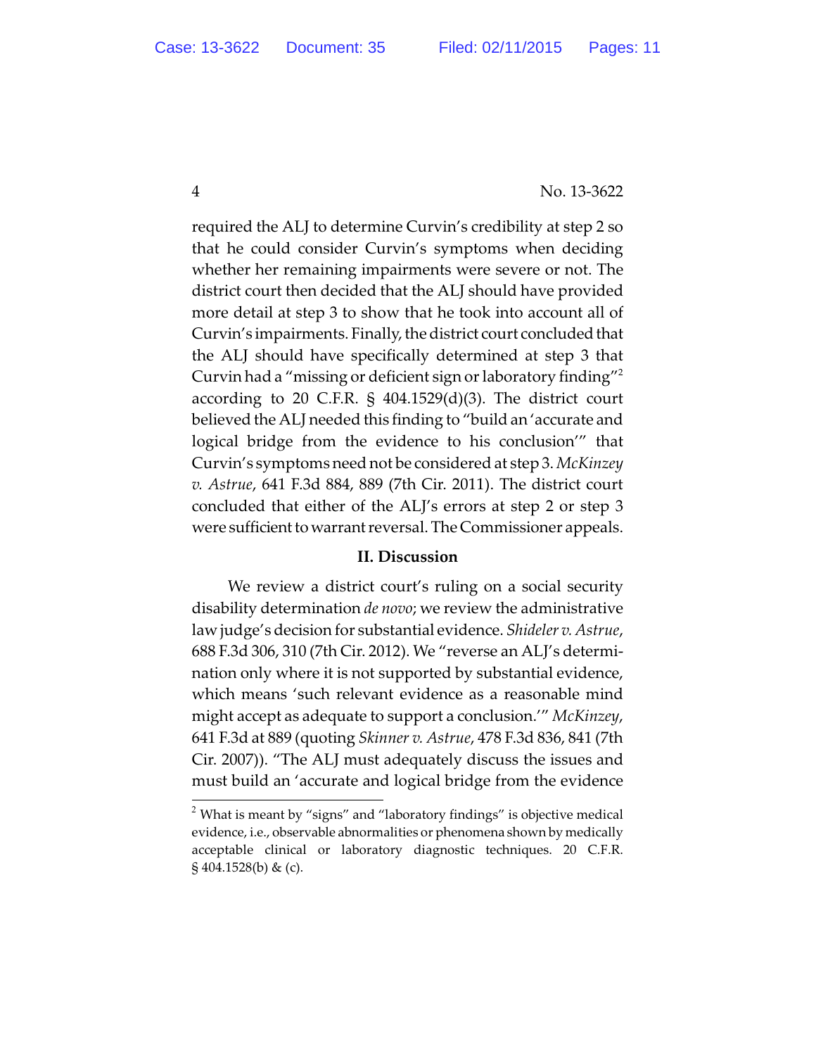required the ALJ to determine Curvin's credibility at step 2 so that he could consider Curvin's symptoms when deciding whether her remaining impairments were severe or not. The district court then decided that the ALJ should have provided more detail at step 3 to show that he took into account all of Curvin's impairments. Finally, the district court concluded that the ALJ should have specifically determined at step 3 that Curvin had a "missing or deficient sign or laboratory finding"[2] according to 20 C.F.R. § 404.1529(d)(3). The district court believed the ALJ needed this finding to "build an 'accurate and logical bridge from the evidence to his conclusion'" that Curvin's symptoms need not be considered at step 3. *McKinzey v. Astrue*, 641 F.3d 884, 889 (7th Cir. 2011). The district court concluded that either of the ALJ's errors at step 2 or step 3 were sufficient to warrant reversal. The Commissioner appeals.

## II. Discussion

We review a district court's ruling on a social security disability determination *de novo*; we review the administrative law judge's decision for substantial evidence. *Shideler v. Astrue*, 688 F.3d 306, 310 (7th Cir. 2012). We "reverse an ALJ's determination only where it is not supported by substantial evidence, which means 'such relevant evidence as a reasonable mind might accept as adequate to support a conclusion.'" *McKinzey*, 641 F.3d at 889 (quoting *Skinner v. Astrue*, 478 F.3d 836, 841 (7th Cir. 2007)). "The ALJ must adequately discuss the issues and must build an 'accurate and logical bridge from the evidence

---

[2] What is meant by "signs" and "laboratory findings" is objective medical evidence, i.e., observable abnormalities or phenomena shown by medically acceptable clinical or laboratory diagnostic techniques. 20 C.F.R. § 404.1528(b) & (c).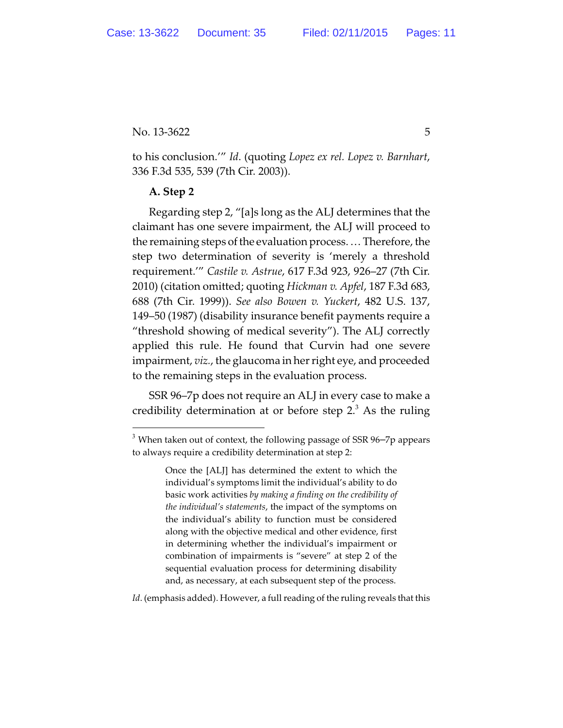to his conclusion.'" *Id*. (quoting *Lopez ex rel. Lopez v. Barnhart*, 336 F.3d 535, 539 (7th Cir. 2003)).

**A. Step 2**

Regarding step 2, "[a]s long as the ALJ determines that the claimant has one severe impairment, the ALJ will proceed to the remaining steps of the evaluation process. … Therefore, the step two determination of severity is 'merely a threshold requirement.'" *Castile v. Astrue*, 617 F.3d 923, 926–27 (7th Cir. 2010) (citation omitted; quoting *Hickman v. Apfel*, 187 F.3d 683, 688 (7th Cir. 1999)). *See also Bowen v. Yuckert*, 482 U.S. 137, 149–50 (1987) (disability insurance benefit payments require a "threshold showing of medical severity"). The ALJ correctly applied this rule. He found that Curvin had one severe impairment, *viz.*, the glaucoma in her right eye, and proceeded to the remaining steps in the evaluation process.

SSR 96–7p does not require an ALJ in every case to make a credibility determination at or before step 2.[3] As the ruling

---

[3] When taken out of context, the following passage of SSR 96–7p appears to always require a credibility determination at step 2:

> Once the [ALJ] has determined the extent to which the individual's symptoms limit the individual's ability to do basic work activities *by making a finding on the credibility of the individual's statements*, the impact of the symptoms on the individual's ability to function must be considered along with the objective medical and other evidence, first in determining whether the individual's impairment or combination of impairments is "severe" at step 2 of the sequential evaluation process for determining disability and, as necessary, at each subsequent step of the process.

*Id*. (emphasis added). However, a full reading of the ruling reveals that this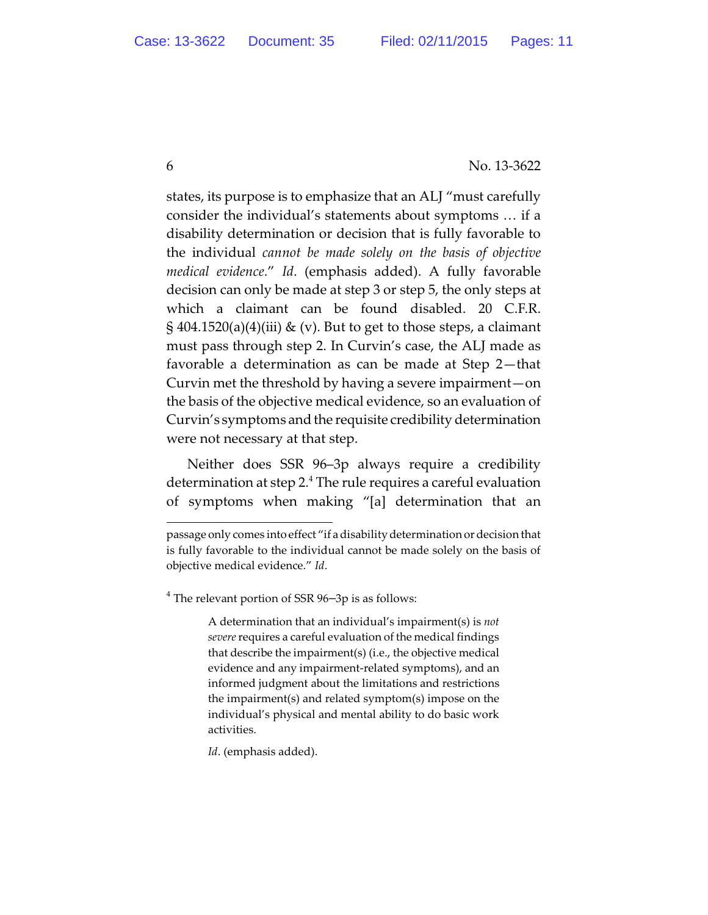states, its purpose is to emphasize that an ALJ "must carefully consider the individual's statements about symptoms … if a disability determination or decision that is fully favorable to the individual *cannot be made solely on the basis of objective medical evidence*." *Id*. (emphasis added). A fully favorable decision can only be made at step 3 or step 5, the only steps at which a claimant can be found disabled. 20 C.F.R. § 404.1520(a)(4)(iii) & (v). But to get to those steps, a claimant must pass through step 2. In Curvin's case, the ALJ made as favorable a determination as can be made at Step 2—that Curvin met the threshold by having a severe impairment—on the basis of the objective medical evidence, so an evaluation of Curvin's symptoms and the requisite credibility determination were not necessary at that step.

Neither does SSR 96–3p always require a credibility determination at step 2.[4] The rule requires a careful evaluation of symptoms when making "[a] determination that an

---

passage only comes into effect "if a disability determination or decision that is fully favorable to the individual cannot be made solely on the basis of objective medical evidence." *Id*.

[4] The relevant portion of SSR 96–3p is as follows:

> A determination that an individual's impairment(s) is *not severe* requires a careful evaluation of the medical findings that describe the impairment(s) (i.e., the objective medical evidence and any impairment-related symptoms), and an informed judgment about the limitations and restrictions the impairment(s) and related symptom(s) impose on the individual's physical and mental ability to do basic work activities.
>
> *Id*. (emphasis added).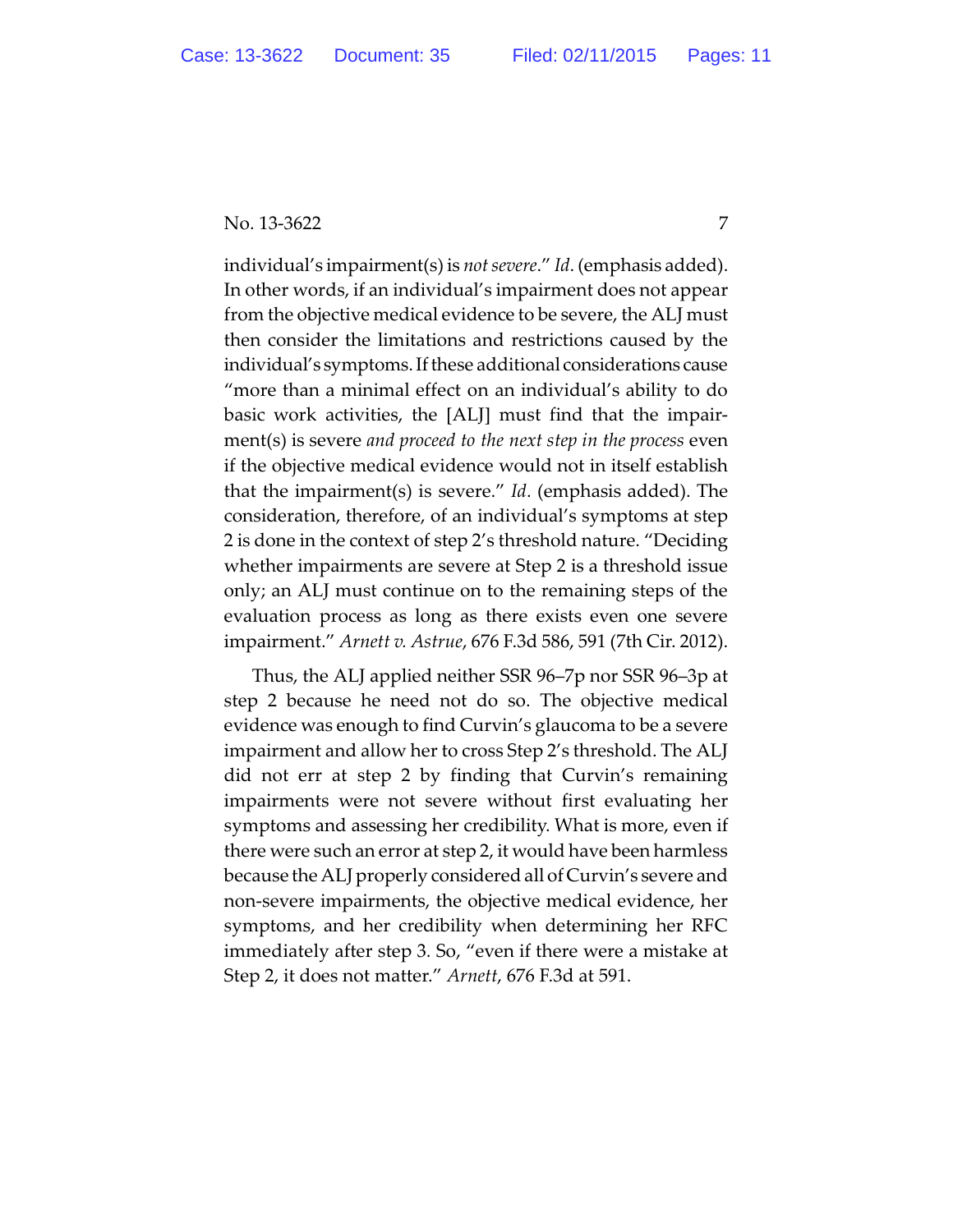individual's impairment(s) is *not severe*." *Id*. (emphasis added). In other words, if an individual's impairment does not appear from the objective medical evidence to be severe, the ALJ must then consider the limitations and restrictions caused by the individual's symptoms. If these additional considerations cause "more than a minimal effect on an individual's ability to do basic work activities, the [ALJ] must find that the impairment(s) is severe *and proceed to the next step in the process* even if the objective medical evidence would not in itself establish that the impairment(s) is severe." *Id*. (emphasis added). The consideration, therefore, of an individual's symptoms at step 2 is done in the context of step 2's threshold nature. "Deciding whether impairments are severe at Step 2 is a threshold issue only; an ALJ must continue on to the remaining steps of the evaluation process as long as there exists even one severe impairment." *Arnett v. Astrue*, 676 F.3d 586, 591 (7th Cir. 2012).

Thus, the ALJ applied neither SSR 96–7p nor SSR 96–3p at step 2 because he need not do so. The objective medical evidence was enough to find Curvin's glaucoma to be a severe impairment and allow her to cross Step 2's threshold. The ALJ did not err at step 2 by finding that Curvin's remaining impairments were not severe without first evaluating her symptoms and assessing her credibility. What is more, even if there were such an error at step 2, it would have been harmless because the ALJ properly considered all of Curvin's severe and non-severe impairments, the objective medical evidence, her symptoms, and her credibility when determining her RFC immediately after step 3. So, "even if there were a mistake at Step 2, it does not matter." *Arnett*, 676 F.3d at 591.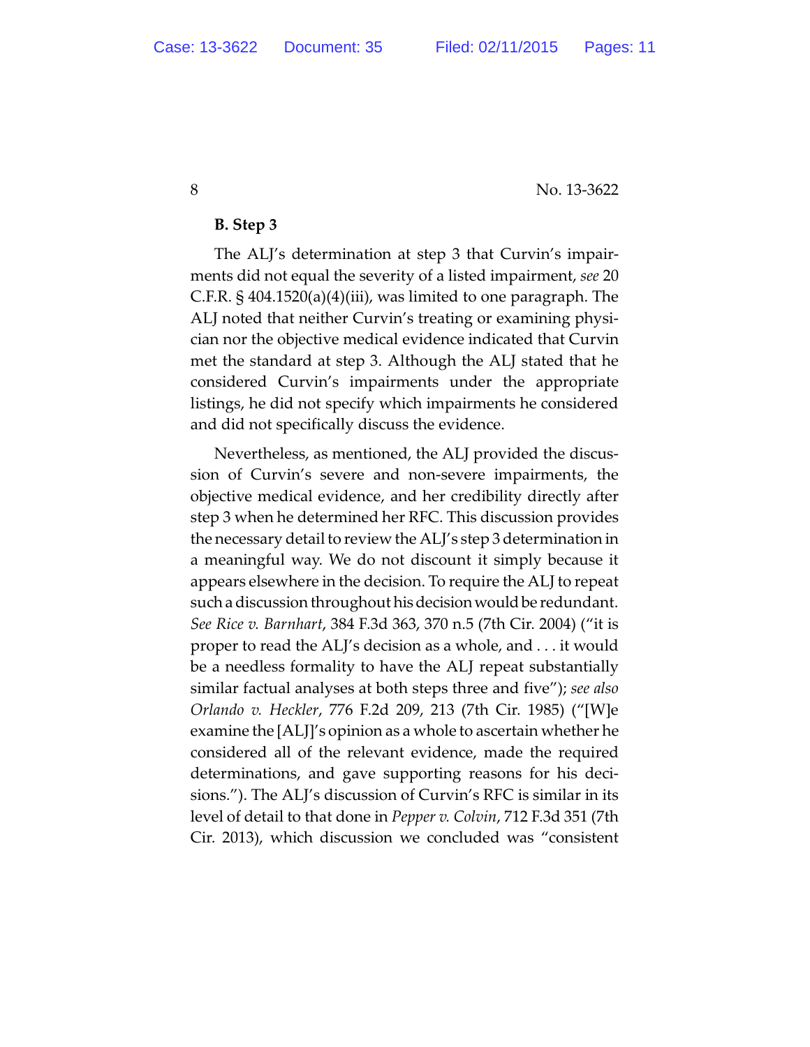### B. Step 3

The ALJ's determination at step 3 that Curvin's impairments did not equal the severity of a listed impairment, *see* 20 C.F.R. § 404.1520(a)(4)(iii), was limited to one paragraph. The ALJ noted that neither Curvin's treating or examining physician nor the objective medical evidence indicated that Curvin met the standard at step 3. Although the ALJ stated that he considered Curvin's impairments under the appropriate listings, he did not specify which impairments he considered and did not specifically discuss the evidence.

Nevertheless, as mentioned, the ALJ provided the discussion of Curvin's severe and non-severe impairments, the objective medical evidence, and her credibility directly after step 3 when he determined her RFC. This discussion provides the necessary detail to review the ALJ's step 3 determination in a meaningful way. We do not discount it simply because it appears elsewhere in the decision. To require the ALJ to repeat such a discussion throughout his decision would be redundant. *See Rice v. Barnhart*, 384 F.3d 363, 370 n.5 (7th Cir. 2004) ("it is proper to read the ALJ's decision as a whole, and . . . it would be a needless formality to have the ALJ repeat substantially similar factual analyses at both steps three and five"); *see also Orlando v. Heckler*, 776 F.2d 209, 213 (7th Cir. 1985) ("[W]e examine the [ALJ]'s opinion as a whole to ascertain whether he considered all of the relevant evidence, made the required determinations, and gave supporting reasons for his decisions."). The ALJ's discussion of Curvin's RFC is similar in its level of detail to that done in *Pepper v. Colvin*, 712 F.3d 351 (7th Cir. 2013), which discussion we concluded was "consistent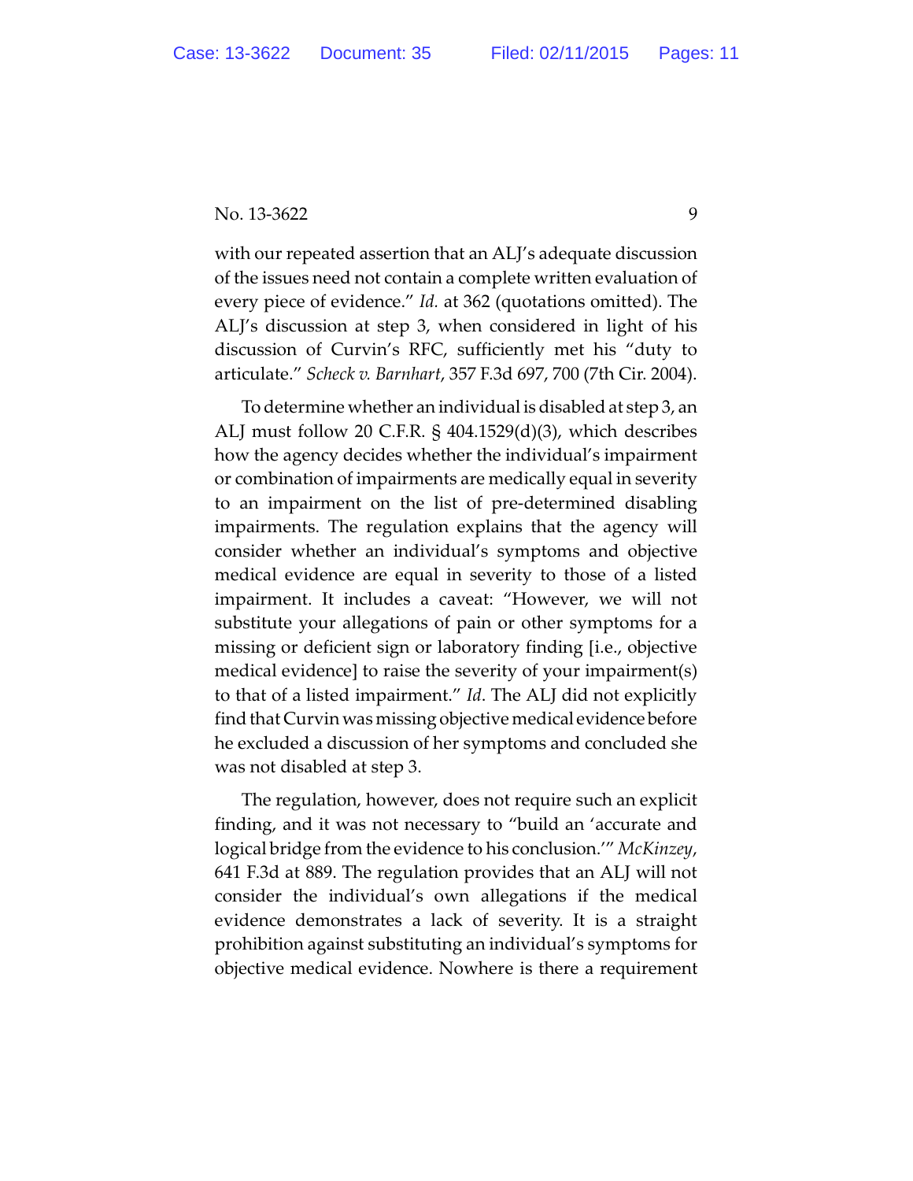with our repeated assertion that an ALJ's adequate discussion of the issues need not contain a complete written evaluation of every piece of evidence." *Id.* at 362 (quotations omitted). The ALJ's discussion at step 3, when considered in light of his discussion of Curvin's RFC, sufficiently met his "duty to articulate." *Scheck v. Barnhart*, 357 F.3d 697, 700 (7th Cir. 2004).

To determine whether an individual is disabled at step 3, an ALJ must follow 20 C.F.R. § 404.1529(d)(3), which describes how the agency decides whether the individual's impairment or combination of impairments are medically equal in severity to an impairment on the list of pre-determined disabling impairments. The regulation explains that the agency will consider whether an individual's symptoms and objective medical evidence are equal in severity to those of a listed impairment. It includes a caveat: "However, we will not substitute your allegations of pain or other symptoms for a missing or deficient sign or laboratory finding [i.e., objective medical evidence] to raise the severity of your impairment(s) to that of a listed impairment." *Id*. The ALJ did not explicitly find that Curvin was missing objective medical evidence before he excluded a discussion of her symptoms and concluded she was not disabled at step 3.

The regulation, however, does not require such an explicit finding, and it was not necessary to "build an 'accurate and logical bridge from the evidence to his conclusion.'" *McKinzey*, 641 F.3d at 889. The regulation provides that an ALJ will not consider the individual's own allegations if the medical evidence demonstrates a lack of severity. It is a straight prohibition against substituting an individual's symptoms for objective medical evidence. Nowhere is there a requirement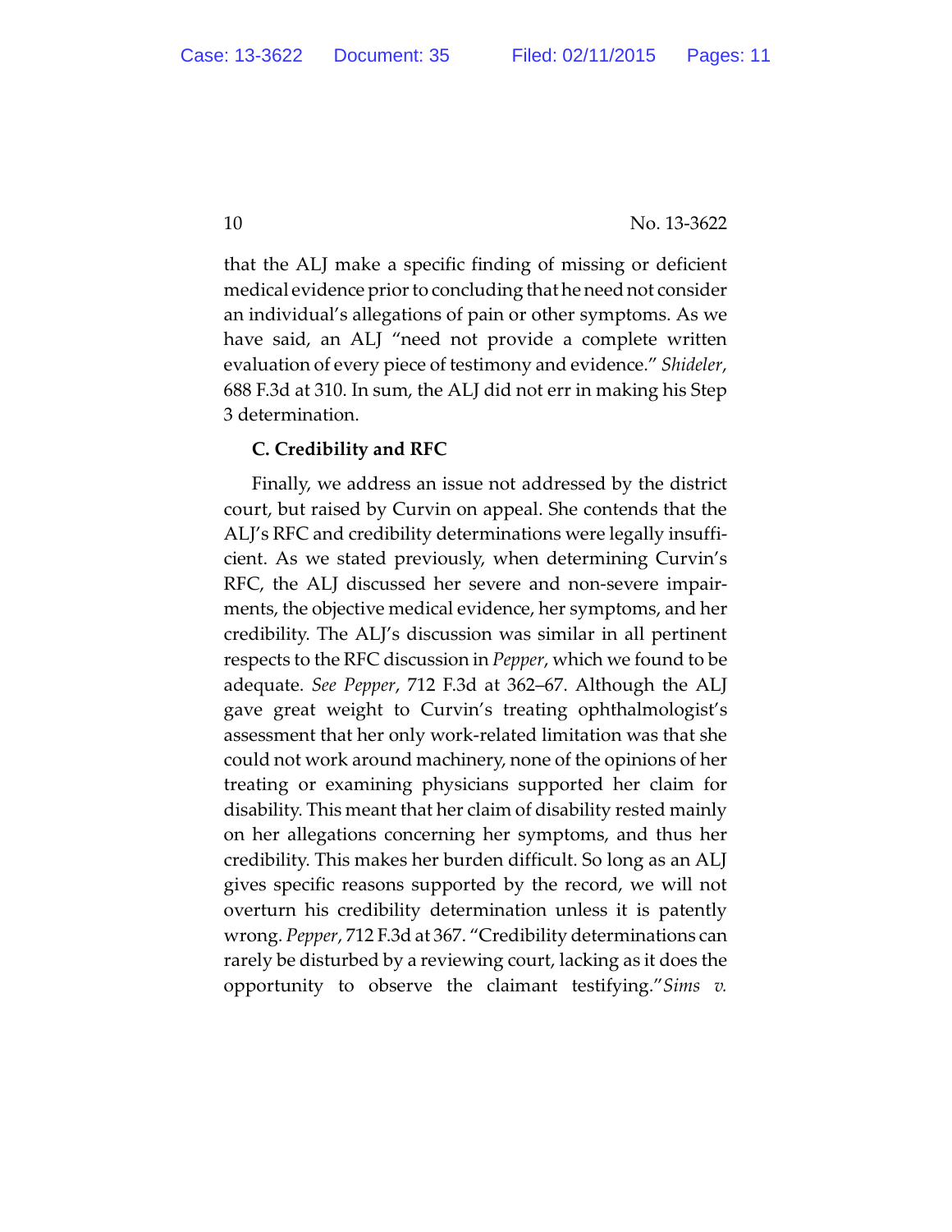that the ALJ make a specific finding of missing or deficient medical evidence prior to concluding that he need not consider an individual's allegations of pain or other symptoms. As we have said, an ALJ "need not provide a complete written evaluation of every piece of testimony and evidence." *Shideler*, 688 F.3d at 310. In sum, the ALJ did not err in making his Step 3 determination.

**C. Credibility and RFC**

Finally, we address an issue not addressed by the district court, but raised by Curvin on appeal. She contends that the ALJ's RFC and credibility determinations were legally insufficient. As we stated previously, when determining Curvin's RFC, the ALJ discussed her severe and non-severe impairments, the objective medical evidence, her symptoms, and her credibility. The ALJ's discussion was similar in all pertinent respects to the RFC discussion in *Pepper*, which we found to be adequate. *See Pepper*, 712 F.3d at 362–67. Although the ALJ gave great weight to Curvin's treating ophthalmologist's assessment that her only work-related limitation was that she could not work around machinery, none of the opinions of her treating or examining physicians supported her claim for disability. This meant that her claim of disability rested mainly on her allegations concerning her symptoms, and thus her credibility. This makes her burden difficult. So long as an ALJ gives specific reasons supported by the record, we will not overturn his credibility determination unless it is patently wrong. *Pepper*, 712 F.3d at 367. "Credibility determinations can rarely be disturbed by a reviewing court, lacking as it does the opportunity to observe the claimant testifying." *Sims v.*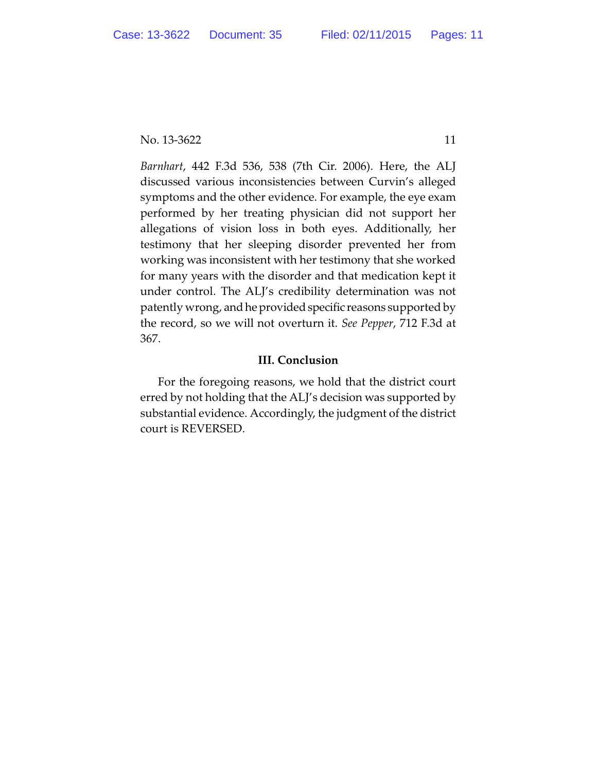*Barnhart*, 442 F.3d 536, 538 (7th Cir. 2006). Here, the ALJ discussed various inconsistencies between Curvin's alleged symptoms and the other evidence. For example, the eye exam performed by her treating physician did not support her allegations of vision loss in both eyes. Additionally, her testimony that her sleeping disorder prevented her from working was inconsistent with her testimony that she worked for many years with the disorder and that medication kept it under control. The ALJ's credibility determination was not patently wrong, and he provided specific reasons supported by the record, so we will not overturn it. *See Pepper*, 712 F.3d at 367.

### III. Conclusion

For the foregoing reasons, we hold that the district court erred by not holding that the ALJ's decision was supported by substantial evidence. Accordingly, the judgment of the district court is REVERSED.